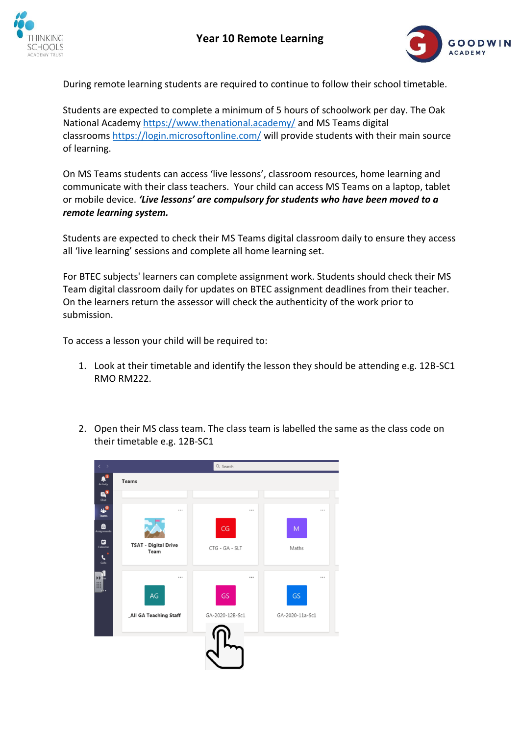# Year 10 Remote Learning

During remote learning students are required to continue to follow their school timetable.

Students are expected to complete a minimum of 5 hours of schoolwork per day. The Oak National Academy https://www.thenational.academy/ and MS Teams digital classrooms https://login.microsoftonline.com/ will provide students with their main source of learning.

On MS Teams students can access 'live lessons', classroom resources, home learning and communicate with their class teachers. Your child can access MS Teams on a laptop, tablet or mobile device. ***'Live lessons' are compulsory for students who have been moved to a remote learning system.***

Students are expected to check their MS Teams digital classroom daily to ensure they access all 'live learning' sessions and complete all home learning set.

For BTEC subjects' learners can complete assignment work. Students should check their MS Team digital classroom daily for updates on BTEC assignment deadlines from their teacher. On the learners return the assessor will check the authenticity of the work prior to submission.

To access a lesson your child will be required to:

1. Look at their timetable and identify the lesson they should be attending e.g. 12B-SC1 RMO RM222.

2. Open their MS class team. The class team is labelled the same as the class code on their timetable e.g. 12B-SC1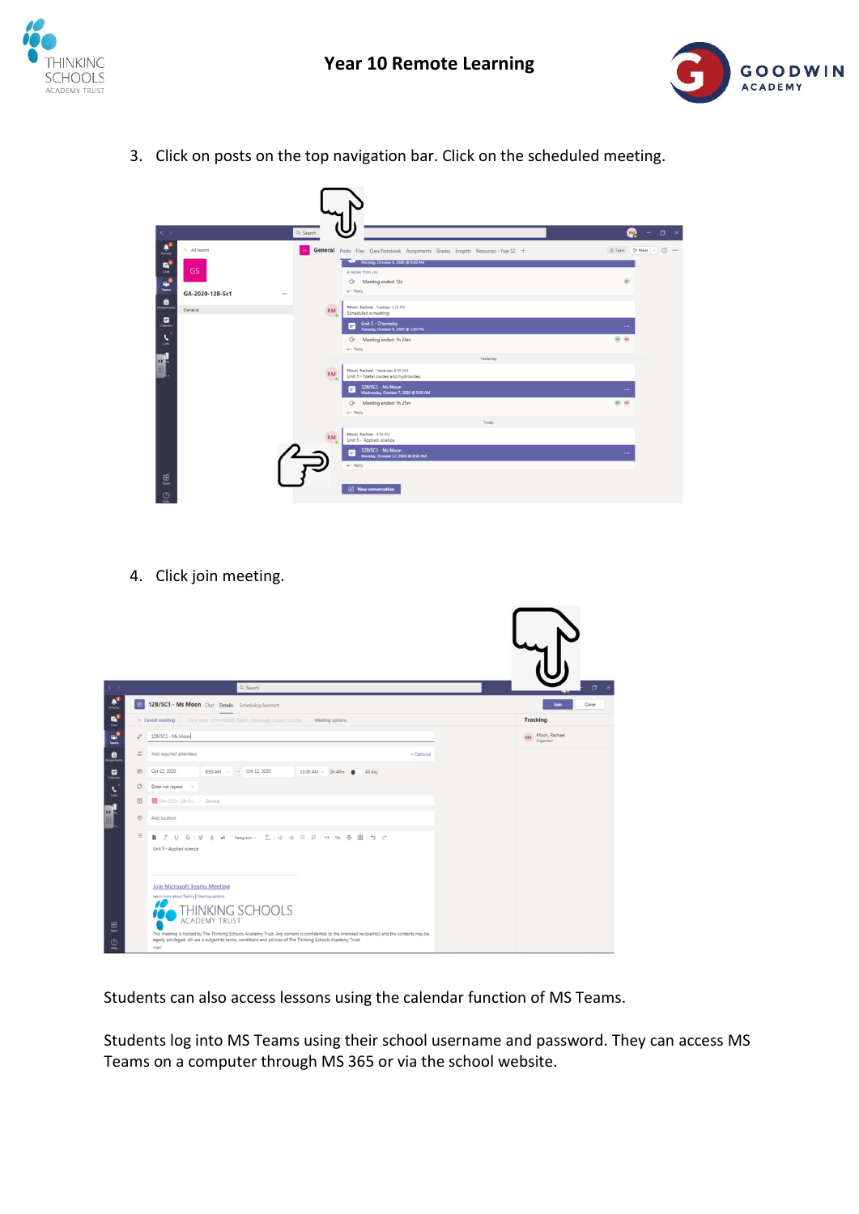3. Click on posts on the top navigation bar. Click on the scheduled meeting.

4. Click join meeting.

Students can also access lessons using the calendar function of MS Teams.

Students log into MS Teams using their school username and password. They can access MS Teams on a computer through MS 365 or via the school website.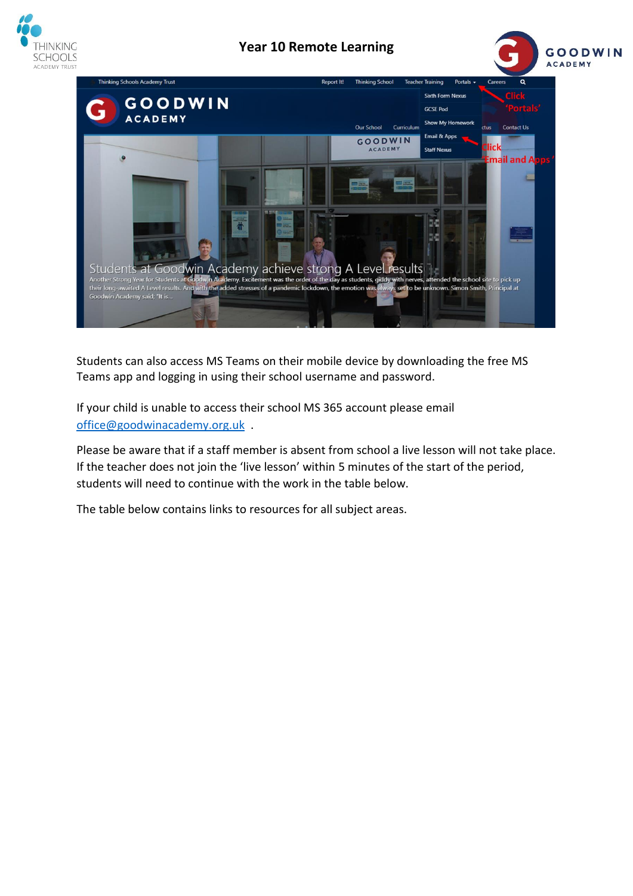# Year 10 Remote Learning

Students can also access MS Teams on their mobile device by downloading the free MS Teams app and logging in using their school username and password.

If your child is unable to access their school MS 365 account please email office@goodwinacademy.org.uk .

Please be aware that if a staff member is absent from school a live lesson will not take place. If the teacher does not join the 'live lesson' within 5 minutes of the start of the period, students will need to continue with the work in the table below.

The table below contains links to resources for all subject areas.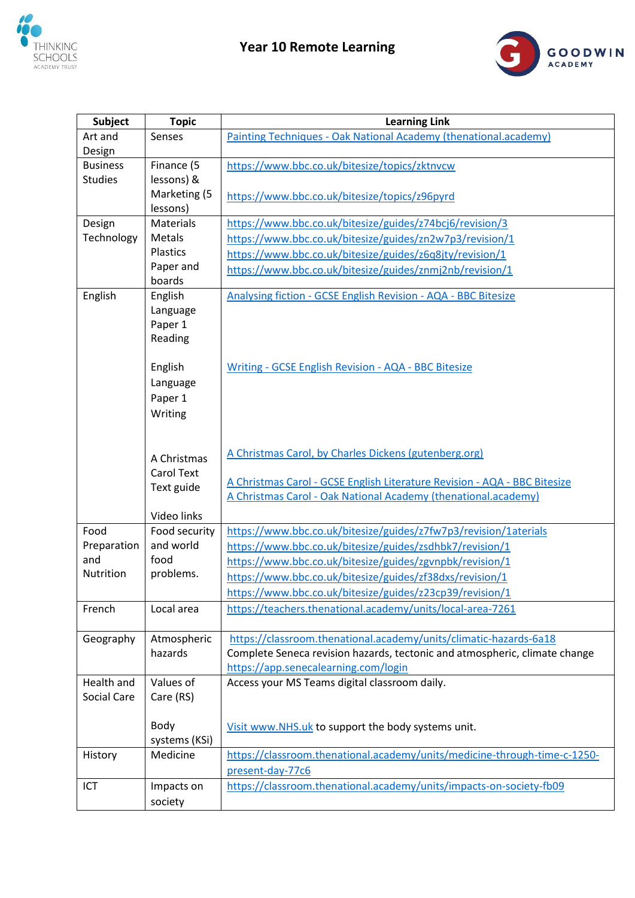# Year 10 Remote Learning

| Subject | Topic | Learning Link |
|---|---|---|
| Art and Design | Senses | [Painting Techniques - Oak National Academy (thenational.academy)](#) |
| Business Studies | Finance (5 lessons) & Marketing (5 lessons) | https://www.bbc.co.uk/bitesize/topics/zktnvcw <br><br> https://www.bbc.co.uk/bitesize/topics/z96pyrd |
| Design Technology | Materials Metals Plastics Paper and boards | https://www.bbc.co.uk/bitesize/guides/z74bcj6/revision/3 <br> https://www.bbc.co.uk/bitesize/guides/zn2w7p3/revision/1 <br> https://www.bbc.co.uk/bitesize/guides/z6q8jty/revision/1 <br> https://www.bbc.co.uk/bitesize/guides/znmj2nb/revision/1 |
| English | English Language Paper 1 Reading <br><br> English Language Paper 1 Writing <br><br> A Christmas Carol Text Text guide <br><br> Video links | Analysing fiction - GCSE English Revision - AQA - BBC Bitesize <br><br> Writing - GCSE English Revision - AQA - BBC Bitesize <br><br> A Christmas Carol, by Charles Dickens (gutenberg.org) <br><br> A Christmas Carol - GCSE English Literature Revision - AQA - BBC Bitesize <br> A Christmas Carol - Oak National Academy (thenational.academy) |
| Food Preparation and Nutrition | Food security and world food problems. | https://www.bbc.co.uk/bitesize/guides/z7fw7p3/revision/1aterials <br> https://www.bbc.co.uk/bitesize/guides/zsdhbk7/revision/1 <br> https://www.bbc.co.uk/bitesize/guides/zgvnpbk/revision/1 <br> https://www.bbc.co.uk/bitesize/guides/zf38dxs/revision/1 <br> https://www.bbc.co.uk/bitesize/guides/z23cp39/revision/1 |
| French | Local area | https://teachers.thenational.academy/units/local-area-7261 |
| Geography | Atmospheric hazards | https://classroom.thenational.academy/units/climatic-hazards-6a18 <br> Complete Seneca revision hazards, tectonic and atmospheric, climate change <br> https://app.senecalearning.com/login |
| Health and Social Care | Values of Care (RS) <br><br> Body systems (KSi) | Access your MS Teams digital classroom daily. <br><br> Visit www.NHS.uk to support the body systems unit. |
| History | Medicine | https://classroom.thenational.academy/units/medicine-through-time-c-1250-present-day-77c6 |
| ICT | Impacts on society | https://classroom.thenational.academy/units/impacts-on-society-fb09 |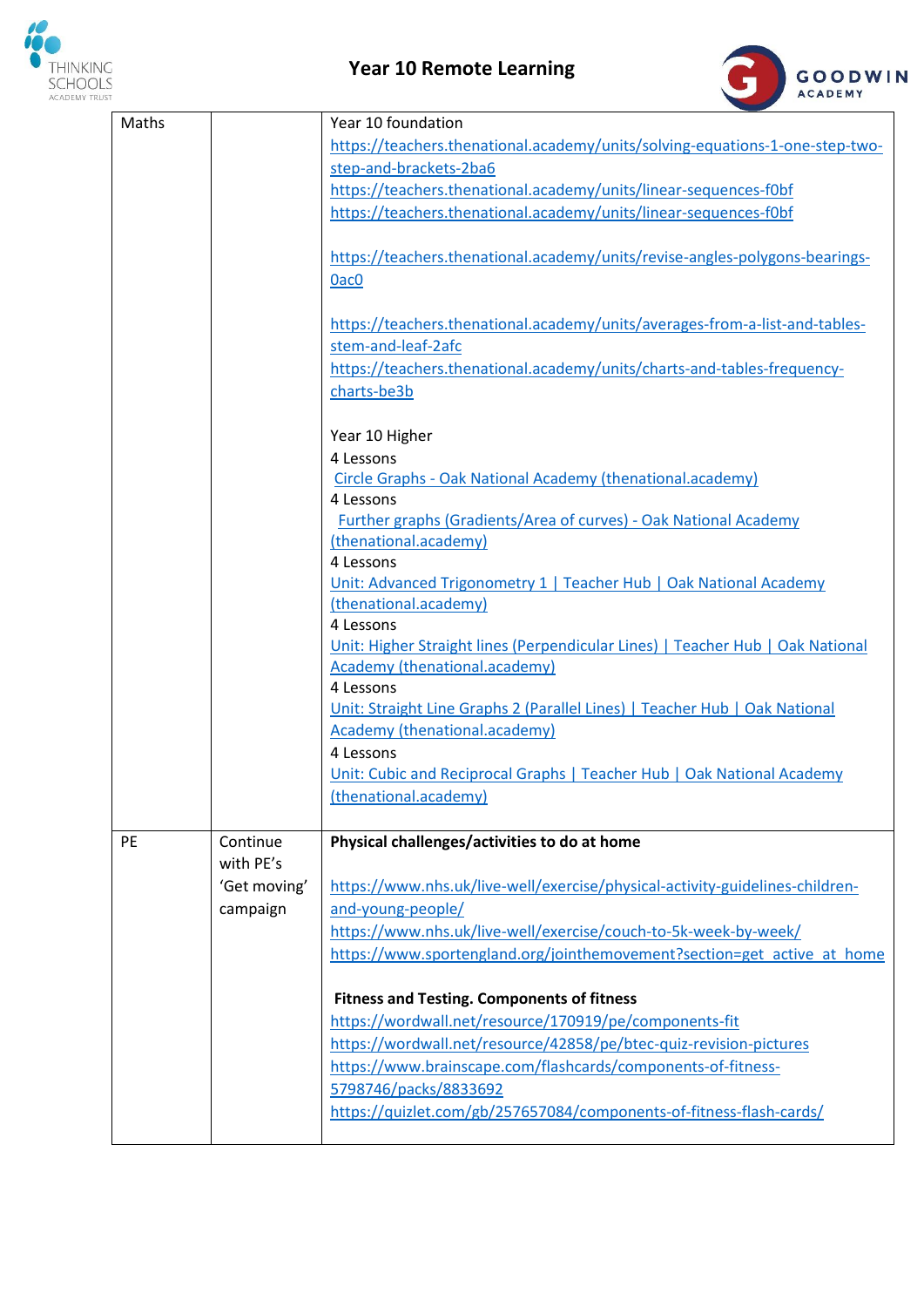# Year 10 Remote Learning

| | | |
|---|---|---|
| Maths | | Year 10 foundation<br>https://teachers.thenational.academy/units/solving-equations-1-one-step-two-step-and-brackets-2ba6<br>https://teachers.thenational.academy/units/linear-sequences-f0bf<br>https://teachers.thenational.academy/units/linear-sequences-f0bf<br><br>https://teachers.thenational.academy/units/revise-angles-polygons-bearings-0ac0<br><br>https://teachers.thenational.academy/units/averages-from-a-list-and-tables-stem-and-leaf-2afc<br>https://teachers.thenational.academy/units/charts-and-tables-frequency-charts-be3b<br><br>Year 10 Higher<br>4 Lessons<br>Circle Graphs - Oak National Academy (thenational.academy)<br>4 Lessons<br>Further graphs (Gradients/Area of curves) - Oak National Academy (thenational.academy)<br>4 Lessons<br>Unit: Advanced Trigonometry 1 \| Teacher Hub \| Oak National Academy (thenational.academy)<br>4 Lessons<br>Unit: Higher Straight lines (Perpendicular Lines) \| Teacher Hub \| Oak National Academy (thenational.academy)<br>4 Lessons<br>Unit: Straight Line Graphs 2 (Parallel Lines) \| Teacher Hub \| Oak National Academy (thenational.academy)<br>4 Lessons<br>Unit: Cubic and Reciprocal Graphs \| Teacher Hub \| Oak National Academy (thenational.academy) |
| PE | Continue with PE's 'Get moving' campaign | **Physical challenges/activities to do at home**<br><br>https://www.nhs.uk/live-well/exercise/physical-activity-guidelines-children-and-young-people/<br>https://www.nhs.uk/live-well/exercise/couch-to-5k-week-by-week/<br>https://www.sportengland.org/jointhemovement?section=get_active_at_home<br><br>**Fitness and Testing. Components of fitness**<br>https://wordwall.net/resource/170919/pe/components-fit<br>https://wordwall.net/resource/42858/pe/btec-quiz-revision-pictures<br>https://www.brainscape.com/flashcards/components-of-fitness-5798746/packs/8833692<br>https://quizlet.com/gb/257657084/components-of-fitness-flash-cards/ |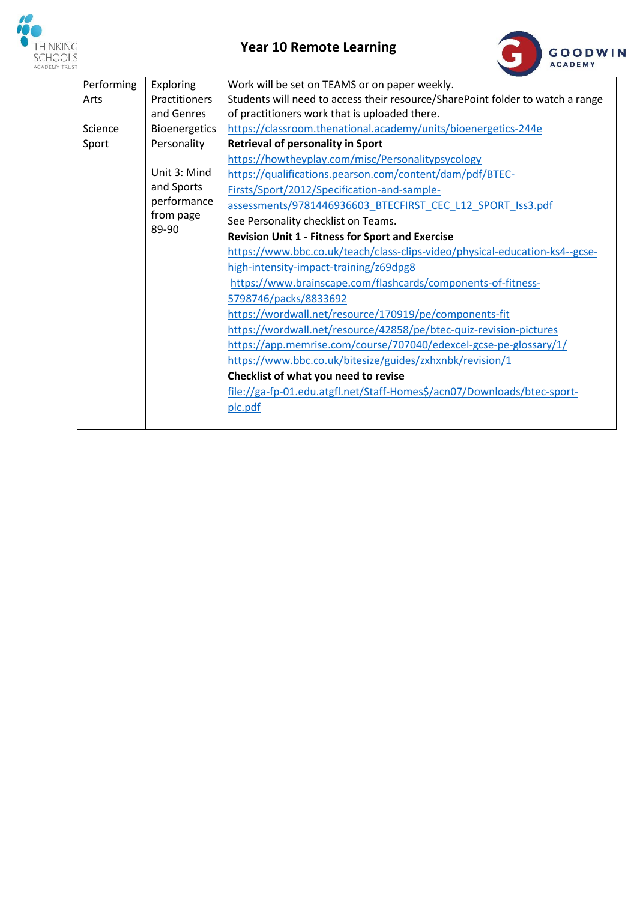# Year 10 Remote Learning

| | | |
|---|---|---|
| Performing Arts | Exploring Practitioners and Genres | Work will be set on TEAMS or on paper weekly.<br>Students will need to access their resource/SharePoint folder to watch a range of practitioners work that is uploaded there. |
| Science | Bioenergetics | https://classroom.thenational.academy/units/bioenergetics-244e |
| Sport | Personality<br><br>Unit 3: Mind and Sports performance from page 89-90 | **Retrieval of personality in Sport**<br>https://howtheyplay.com/misc/Personalitypsycology<br>https://qualifications.pearson.com/content/dam/pdf/BTEC-Firsts/Sport/2012/Specification-and-sample-assessments/9781446936603_BTECFIRST_CEC_L12_SPORT_Iss3.pdf<br>See Personality checklist on Teams.<br>**Revision Unit 1 - Fitness for Sport and Exercise**<br>https://www.bbc.co.uk/teach/class-clips-video/physical-education-ks4--gcse-high-intensity-impact-training/z69dpg8<br>https://www.brainscape.com/flashcards/components-of-fitness-5798746/packs/8833692<br>https://wordwall.net/resource/170919/pe/components-fit<br>https://wordwall.net/resource/42858/pe/btec-quiz-revision-pictures<br>https://app.memrise.com/course/707040/edexcel-gcse-pe-glossary/1/<br>https://www.bbc.co.uk/bitesize/guides/zxhxnbk/revision/1<br>**Checklist of what you need to revise**<br>file://ga-fp-01.edu.atgfl.net/Staff-Homes$/acn07/Downloads/btec-sport-plc.pdf |